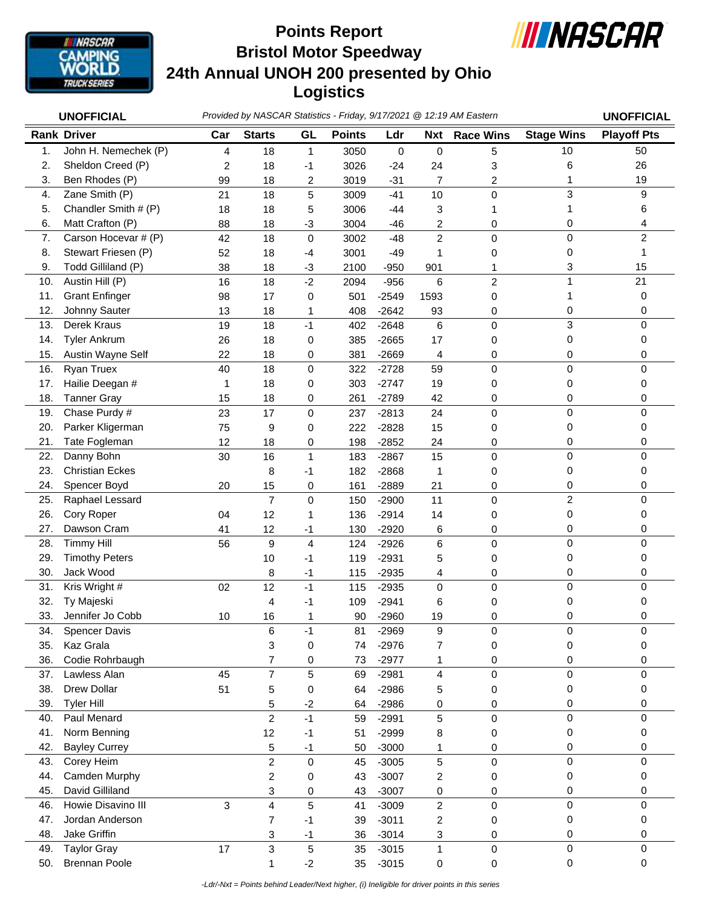# Points Report
# Bristol Motor Speedway
# 24th Annual UNOH 200 presented by Ohio Logistics

**UNOFFICIAL** *Provided by NASCAR Statistics - Friday, 9/17/2021 @ 12:19 AM Eastern* **UNOFFICIAL**

| Rank | Driver | Car | Starts | GL | Points | Ldr | Nxt | Race Wins | Stage Wins | Playoff Pts |
|---|---|---|---|---|---|---|---|---|---|---|
| 1. | John H. Nemechek (P) | 4 | 18 | 1 | 3050 | 0 | 0 | 5 | 10 | 50 |
| 2. | Sheldon Creed (P) | 2 | 18 | -1 | 3026 | -24 | 24 | 3 | 6 | 26 |
| 3. | Ben Rhodes (P) | 99 | 18 | 2 | 3019 | -31 | 7 | 2 | 1 | 19 |
| 4. | Zane Smith (P) | 21 | 18 | 5 | 3009 | -41 | 10 | 0 | 3 | 9 |
| 5. | Chandler Smith # (P) | 18 | 18 | 5 | 3006 | -44 | 3 | 1 | 1 | 6 |
| 6. | Matt Crafton (P) | 88 | 18 | -3 | 3004 | -46 | 2 | 0 | 0 | 4 |
| 7. | Carson Hocevar # (P) | 42 | 18 | 0 | 3002 | -48 | 2 | 0 | 0 | 2 |
| 8. | Stewart Friesen (P) | 52 | 18 | -4 | 3001 | -49 | 1 | 0 | 0 | 1 |
| 9. | Todd Gilliland (P) | 38 | 18 | -3 | 2100 | -950 | 901 | 1 | 3 | 15 |
| 10. | Austin Hill (P) | 16 | 18 | -2 | 2094 | -956 | 6 | 2 | 1 | 21 |
| 11. | Grant Enfinger | 98 | 17 | 0 | 501 | -2549 | 1593 | 0 | 1 | 0 |
| 12. | Johnny Sauter | 13 | 18 | 1 | 408 | -2642 | 93 | 0 | 0 | 0 |
| 13. | Derek Kraus | 19 | 18 | -1 | 402 | -2648 | 6 | 0 | 3 | 0 |
| 14. | Tyler Ankrum | 26 | 18 | 0 | 385 | -2665 | 17 | 0 | 0 | 0 |
| 15. | Austin Wayne Self | 22 | 18 | 0 | 381 | -2669 | 4 | 0 | 0 | 0 |
| 16. | Ryan Truex | 40 | 18 | 0 | 322 | -2728 | 59 | 0 | 0 | 0 |
| 17. | Hailie Deegan # | 1 | 18 | 0 | 303 | -2747 | 19 | 0 | 0 | 0 |
| 18. | Tanner Gray | 15 | 18 | 0 | 261 | -2789 | 42 | 0 | 0 | 0 |
| 19. | Chase Purdy # | 23 | 17 | 0 | 237 | -2813 | 24 | 0 | 0 | 0 |
| 20. | Parker Kligerman | 75 | 9 | 0 | 222 | -2828 | 15 | 0 | 0 | 0 |
| 21. | Tate Fogleman | 12 | 18 | 0 | 198 | -2852 | 24 | 0 | 0 | 0 |
| 22. | Danny Bohn | 30 | 16 | 1 | 183 | -2867 | 15 | 0 | 0 | 0 |
| 23. | Christian Eckes | | 8 | -1 | 182 | -2868 | 1 | 0 | 0 | 0 |
| 24. | Spencer Boyd | 20 | 15 | 0 | 161 | -2889 | 21 | 0 | 0 | 0 |
| 25. | Raphael Lessard | | 7 | 0 | 150 | -2900 | 11 | 0 | 2 | 0 |
| 26. | Cory Roper | 04 | 12 | 1 | 136 | -2914 | 14 | 0 | 0 | 0 |
| 27. | Dawson Cram | 41 | 12 | -1 | 130 | -2920 | 6 | 0 | 0 | 0 |
| 28. | Timmy Hill | 56 | 9 | 4 | 124 | -2926 | 6 | 0 | 0 | 0 |
| 29. | Timothy Peters | | 10 | -1 | 119 | -2931 | 5 | 0 | 0 | 0 |
| 30. | Jack Wood | | 8 | -1 | 115 | -2935 | 4 | 0 | 0 | 0 |
| 31. | Kris Wright # | 02 | 12 | -1 | 115 | -2935 | 0 | 0 | 0 | 0 |
| 32. | Ty Majeski | | 4 | -1 | 109 | -2941 | 6 | 0 | 0 | 0 |
| 33. | Jennifer Jo Cobb | 10 | 16 | 1 | 90 | -2960 | 19 | 0 | 0 | 0 |
| 34. | Spencer Davis | | 6 | -1 | 81 | -2969 | 9 | 0 | 0 | 0 |
| 35. | Kaz Grala | | 3 | 0 | 74 | -2976 | 7 | 0 | 0 | 0 |
| 36. | Codie Rohrbaugh | | 7 | 0 | 73 | -2977 | 1 | 0 | 0 | 0 |
| 37. | Lawless Alan | 45 | 7 | 5 | 69 | -2981 | 4 | 0 | 0 | 0 |
| 38. | Drew Dollar | 51 | 5 | 0 | 64 | -2986 | 5 | 0 | 0 | 0 |
| 39. | Tyler Hill | | 5 | -2 | 64 | -2986 | 0 | 0 | 0 | 0 |
| 40. | Paul Menard | | 2 | -1 | 59 | -2991 | 5 | 0 | 0 | 0 |
| 41. | Norm Benning | | 12 | -1 | 51 | -2999 | 8 | 0 | 0 | 0 |
| 42. | Bayley Currey | | 5 | -1 | 50 | -3000 | 1 | 0 | 0 | 0 |
| 43. | Corey Heim | | 2 | 0 | 45 | -3005 | 5 | 0 | 0 | 0 |
| 44. | Camden Murphy | | 2 | 0 | 43 | -3007 | 2 | 0 | 0 | 0 |
| 45. | David Gilliland | | 3 | 0 | 43 | -3007 | 0 | 0 | 0 | 0 |
| 46. | Howie Disavino III | 3 | 4 | 5 | 41 | -3009 | 2 | 0 | 0 | 0 |
| 47. | Jordan Anderson | | 7 | -1 | 39 | -3011 | 2 | 0 | 0 | 0 |
| 48. | Jake Griffin | | 3 | -1 | 36 | -3014 | 3 | 0 | 0 | 0 |
| 49. | Taylor Gray | 17 | 3 | 5 | 35 | -3015 | 1 | 0 | 0 | 0 |
| 50. | Brennan Poole | | 1 | -2 | 35 | -3015 | 0 | 0 | 0 | 0 |

*-Ldr/-Nxt = Points behind Leader/Next higher, (i) Ineligible for driver points in this series*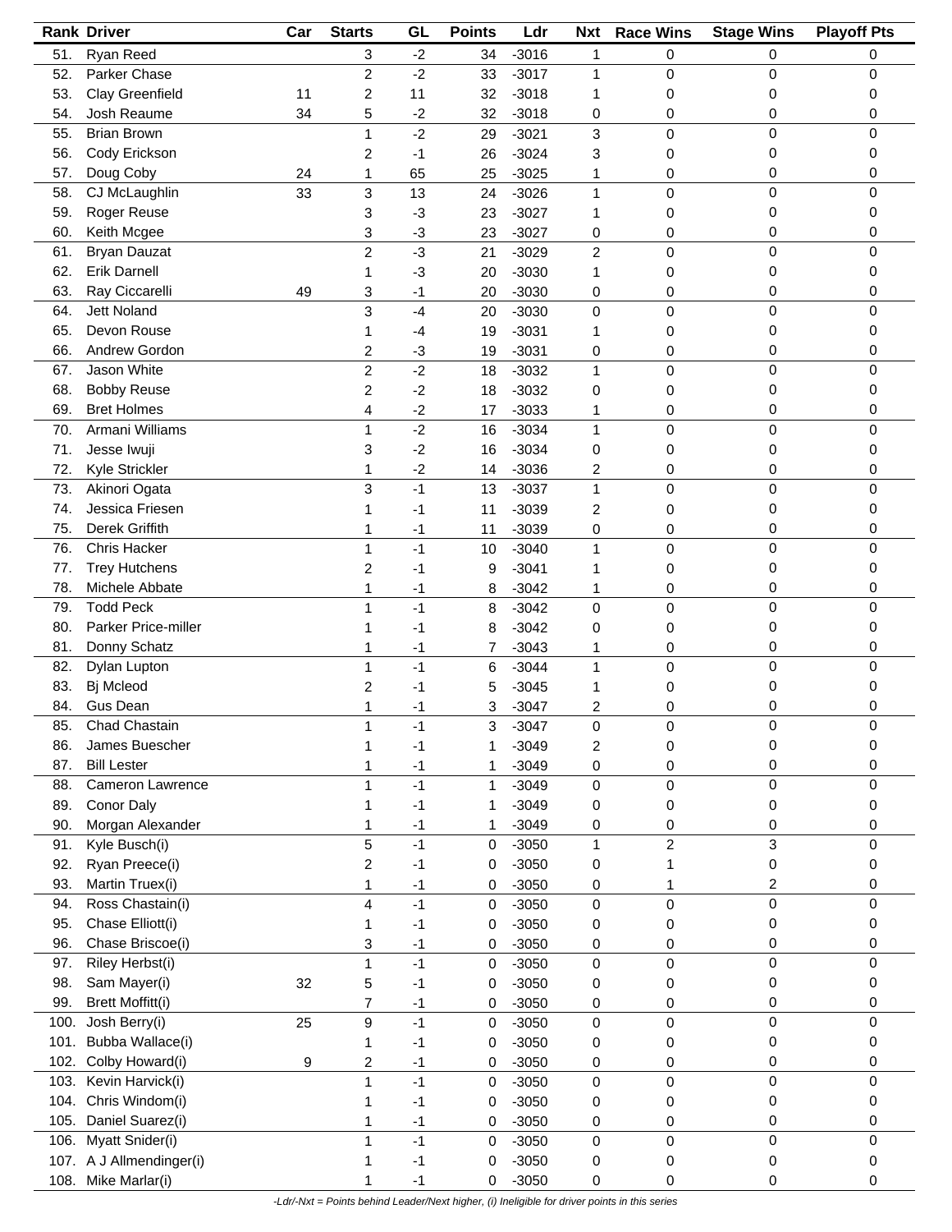| Rank | Driver | Car | Starts | GL | Points | Ldr | Nxt | Race Wins | Stage Wins | Playoff Pts |
|---|---|---|---|---|---|---|---|---|---|---|
| 51. | Ryan Reed | | 3 | -2 | 34 | -3016 | 1 | 0 | 0 | 0 |
| 52. | Parker Chase | | 2 | -2 | 33 | -3017 | 1 | 0 | 0 | 0 |
| 53. | Clay Greenfield | 11 | 2 | 11 | 32 | -3018 | 1 | 0 | 0 | 0 |
| 54. | Josh Reaume | 34 | 5 | -2 | 32 | -3018 | 0 | 0 | 0 | 0 |
| 55. | Brian Brown | | 1 | -2 | 29 | -3021 | 3 | 0 | 0 | 0 |
| 56. | Cody Erickson | | 2 | -1 | 26 | -3024 | 3 | 0 | 0 | 0 |
| 57. | Doug Coby | 24 | 1 | 65 | 25 | -3025 | 1 | 0 | 0 | 0 |
| 58. | CJ McLaughlin | 33 | 3 | 13 | 24 | -3026 | 1 | 0 | 0 | 0 |
| 59. | Roger Reuse | | 3 | -3 | 23 | -3027 | 1 | 0 | 0 | 0 |
| 60. | Keith Mcgee | | 3 | -3 | 23 | -3027 | 0 | 0 | 0 | 0 |
| 61. | Bryan Dauzat | | 2 | -3 | 21 | -3029 | 2 | 0 | 0 | 0 |
| 62. | Erik Darnell | | 1 | -3 | 20 | -3030 | 1 | 0 | 0 | 0 |
| 63. | Ray Ciccarelli | 49 | 3 | -1 | 20 | -3030 | 0 | 0 | 0 | 0 |
| 64. | Jett Noland | | 3 | -4 | 20 | -3030 | 0 | 0 | 0 | 0 |
| 65. | Devon Rouse | | 1 | -4 | 19 | -3031 | 1 | 0 | 0 | 0 |
| 66. | Andrew Gordon | | 2 | -3 | 19 | -3031 | 0 | 0 | 0 | 0 |
| 67. | Jason White | | 2 | -2 | 18 | -3032 | 1 | 0 | 0 | 0 |
| 68. | Bobby Reuse | | 2 | -2 | 18 | -3032 | 0 | 0 | 0 | 0 |
| 69. | Bret Holmes | | 4 | -2 | 17 | -3033 | 1 | 0 | 0 | 0 |
| 70. | Armani Williams | | 1 | -2 | 16 | -3034 | 1 | 0 | 0 | 0 |
| 71. | Jesse Iwuji | | 3 | -2 | 16 | -3034 | 0 | 0 | 0 | 0 |
| 72. | Kyle Strickler | | 1 | -2 | 14 | -3036 | 2 | 0 | 0 | 0 |
| 73. | Akinori Ogata | | 3 | -1 | 13 | -3037 | 1 | 0 | 0 | 0 |
| 74. | Jessica Friesen | | 1 | -1 | 11 | -3039 | 2 | 0 | 0 | 0 |
| 75. | Derek Griffith | | 1 | -1 | 11 | -3039 | 0 | 0 | 0 | 0 |
| 76. | Chris Hacker | | 1 | -1 | 10 | -3040 | 1 | 0 | 0 | 0 |
| 77. | Trey Hutchens | | 2 | -1 | 9 | -3041 | 1 | 0 | 0 | 0 |
| 78. | Michele Abbate | | 1 | -1 | 8 | -3042 | 1 | 0 | 0 | 0 |
| 79. | Todd Peck | | 1 | -1 | 8 | -3042 | 0 | 0 | 0 | 0 |
| 80. | Parker Price-miller | | 1 | -1 | 8 | -3042 | 0 | 0 | 0 | 0 |
| 81. | Donny Schatz | | 1 | -1 | 7 | -3043 | 1 | 0 | 0 | 0 |
| 82. | Dylan Lupton | | 1 | -1 | 6 | -3044 | 1 | 0 | 0 | 0 |
| 83. | Bj Mcleod | | 2 | -1 | 5 | -3045 | 1 | 0 | 0 | 0 |
| 84. | Gus Dean | | 1 | -1 | 3 | -3047 | 2 | 0 | 0 | 0 |
| 85. | Chad Chastain | | 1 | -1 | 3 | -3047 | 0 | 0 | 0 | 0 |
| 86. | James Buescher | | 1 | -1 | 1 | -3049 | 2 | 0 | 0 | 0 |
| 87. | Bill Lester | | 1 | -1 | 1 | -3049 | 0 | 0 | 0 | 0 |
| 88. | Cameron Lawrence | | 1 | -1 | 1 | -3049 | 0 | 0 | 0 | 0 |
| 89. | Conor Daly | | 1 | -1 | 1 | -3049 | 0 | 0 | 0 | 0 |
| 90. | Morgan Alexander | | 1 | -1 | 1 | -3049 | 0 | 0 | 0 | 0 |
| 91. | Kyle Busch(i) | | 5 | -1 | 0 | -3050 | 1 | 2 | 3 | 0 |
| 92. | Ryan Preece(i) | | 2 | -1 | 0 | -3050 | 0 | 1 | 0 | 0 |
| 93. | Martin Truex(i) | | 1 | -1 | 0 | -3050 | 0 | 1 | 2 | 0 |
| 94. | Ross Chastain(i) | | 4 | -1 | 0 | -3050 | 0 | 0 | 0 | 0 |
| 95. | Chase Elliott(i) | | 1 | -1 | 0 | -3050 | 0 | 0 | 0 | 0 |
| 96. | Chase Briscoe(i) | | 3 | -1 | 0 | -3050 | 0 | 0 | 0 | 0 |
| 97. | Riley Herbst(i) | | 1 | -1 | 0 | -3050 | 0 | 0 | 0 | 0 |
| 98. | Sam Mayer(i) | 32 | 5 | -1 | 0 | -3050 | 0 | 0 | 0 | 0 |
| 99. | Brett Moffitt(i) | | 7 | -1 | 0 | -3050 | 0 | 0 | 0 | 0 |
| 100. | Josh Berry(i) | 25 | 9 | -1 | 0 | -3050 | 0 | 0 | 0 | 0 |
| 101. | Bubba Wallace(i) | | 1 | -1 | 0 | -3050 | 0 | 0 | 0 | 0 |
| 102. | Colby Howard(i) | 9 | 2 | -1 | 0 | -3050 | 0 | 0 | 0 | 0 |
| 103. | Kevin Harvick(i) | | 1 | -1 | 0 | -3050 | 0 | 0 | 0 | 0 |
| 104. | Chris Windom(i) | | 1 | -1 | 0 | -3050 | 0 | 0 | 0 | 0 |
| 105. | Daniel Suarez(i) | | 1 | -1 | 0 | -3050 | 0 | 0 | 0 | 0 |
| 106. | Myatt Snider(i) | | 1 | -1 | 0 | -3050 | 0 | 0 | 0 | 0 |
| 107. | A J Allmendinger(i) | | 1 | -1 | 0 | -3050 | 0 | 0 | 0 | 0 |
| 108. | Mike Marlar(i) | | 1 | -1 | 0 | -3050 | 0 | 0 | 0 | 0 |

*-Ldr/-Nxt = Points behind Leader/Next higher, (i) Ineligible for driver points in this series*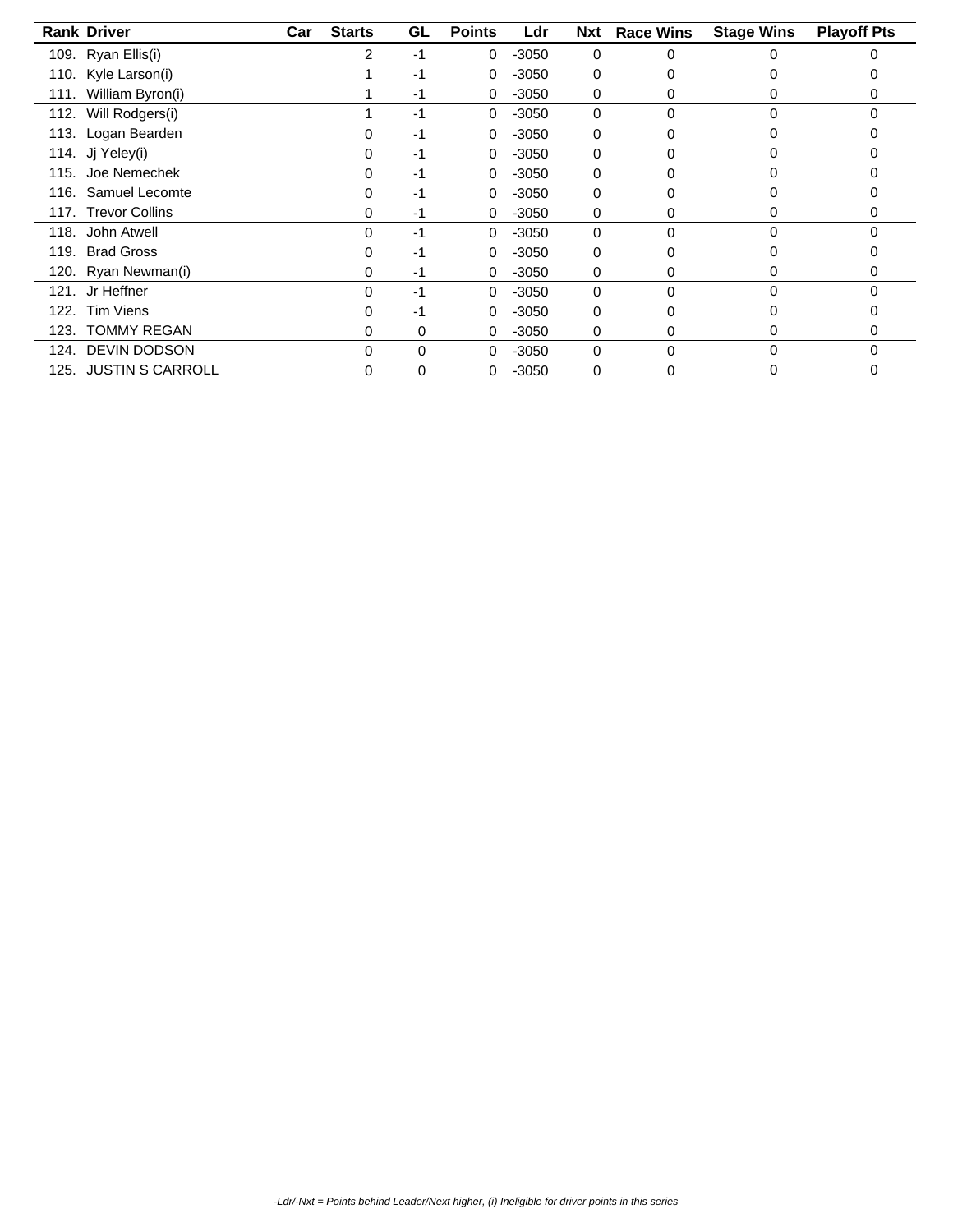| Rank | Driver | Car | Starts | GL | Points | Ldr | Nxt | Race Wins | Stage Wins | Playoff Pts |
|---|---|---|---|---|---|---|---|---|---|---|
| 109. | Ryan Ellis(i) | | 2 | -1 | 0 | -3050 | 0 | 0 | 0 | 0 |
| 110. | Kyle Larson(i) | | 1 | -1 | 0 | -3050 | 0 | 0 | 0 | 0 |
| 111. | William Byron(i) | | 1 | -1 | 0 | -3050 | 0 | 0 | 0 | 0 |
| 112. | Will Rodgers(i) | | 1 | -1 | 0 | -3050 | 0 | 0 | 0 | 0 |
| 113. | Logan Bearden | | 0 | -1 | 0 | -3050 | 0 | 0 | 0 | 0 |
| 114. | Jj Yeley(i) | | 0 | -1 | 0 | -3050 | 0 | 0 | 0 | 0 |
| 115. | Joe Nemechek | | 0 | -1 | 0 | -3050 | 0 | 0 | 0 | 0 |
| 116. | Samuel Lecomte | | 0 | -1 | 0 | -3050 | 0 | 0 | 0 | 0 |
| 117. | Trevor Collins | | 0 | -1 | 0 | -3050 | 0 | 0 | 0 | 0 |
| 118. | John Atwell | | 0 | -1 | 0 | -3050 | 0 | 0 | 0 | 0 |
| 119. | Brad Gross | | 0 | -1 | 0 | -3050 | 0 | 0 | 0 | 0 |
| 120. | Ryan Newman(i) | | 0 | -1 | 0 | -3050 | 0 | 0 | 0 | 0 |
| 121. | Jr Heffner | | 0 | -1 | 0 | -3050 | 0 | 0 | 0 | 0 |
| 122. | Tim Viens | | 0 | -1 | 0 | -3050 | 0 | 0 | 0 | 0 |
| 123. | TOMMY REGAN | | 0 | 0 | 0 | -3050 | 0 | 0 | 0 | 0 |
| 124. | DEVIN DODSON | | 0 | 0 | 0 | -3050 | 0 | 0 | 0 | 0 |
| 125. | JUSTIN S CARROLL | | 0 | 0 | 0 | -3050 | 0 | 0 | 0 | 0 |

*-Ldr/-Nxt = Points behind Leader/Next higher, (i) Ineligible for driver points in this series*